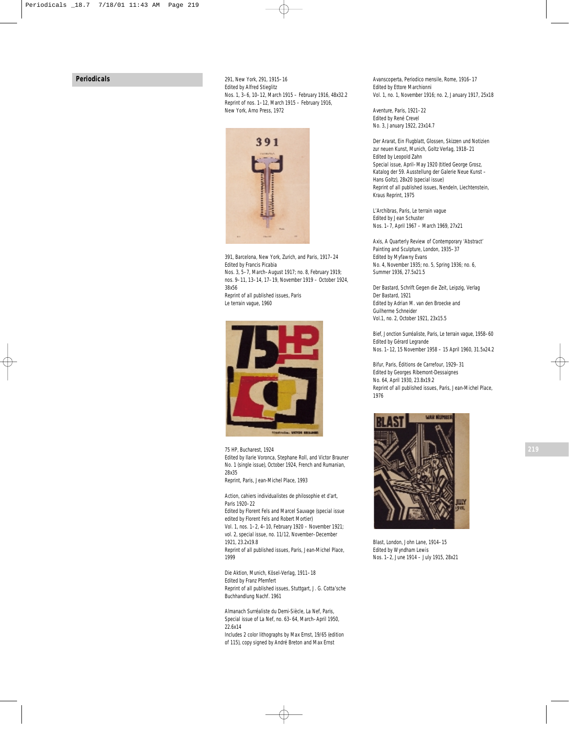## Periodicals

291, New York, 291, 1915–16
Edited by Alfred Stieglitz
Nos. 1, 3–6, 10–12, March 1915 – February 1916, 48x32.2
Reprint of nos. 1–12, March 1915 – February 1916,
New York, Arno Press, 1972

391, Barcelona, New York, Zurich, and Paris, 1917–24
Edited by Francis Picabia
Nos. 3, 5–7, March–August 1917; no. 8, February 1919;
nos. 9–11, 13–14, 17–19, November 1919 – October 1924,
38x56
Reprint of all published issues, Paris
Le terrain vague, 1960

75 HP, Bucharest, 1924
Edited by Ilarie Voronca, Stephane Roll, and Victor Brauner
No. 1 (single issue), October 1924, French and Rumanian,
28x35
Reprint, Paris, Jean-Michel Place, 1993

Action, cahiers individualistes de philosophie et d'art,
Paris 1920–22
Edited by Florent Fels and Marcel Sauvage (special issue
edited by Florent Fels and Robert Mortier)
Vol. 1, nos. 1–2, 4–10, February 1920 – November 1921;
vol. 2, special issue, no. 11/12, November–December
1921, 23.2x19.8
Reprint of all published issues, Paris, Jean-Michel Place,
1999

Die Aktion, Munich, Kösel-Verlag, 1911–18
Edited by Franz Pfemfert
Reprint of all published issues, Stuttgart, J. G. Cotta'sche
Buchhandlung Nachf. 1961

Almanach Surréaliste du Demi-Siècle, La Nef, Paris,
Special issue of La Nef, no. 63–64, March–April 1950,
22.6x14
Includes 2 color lithographs by Max Ernst, 19/65 (edition
of 115), copy signed by André Breton and Max Ernst

Avanscoperta, Periodico mensile, Rome, 1916–17
Edited by Ettore Marchionni
Vol. 1, no. 1, November 1916; no. 2, January 1917, 25x18

Aventure, Paris, 1921–22
Edited by René Crevel
No. 3, January 1922, 23x14.7

Der Ararat, Ein Flugblatt, Glossen, Skizzen und Notizien
zur neuen Kunst, Munich, Goltz Verlag, 1918–21
Edited by Leopold Zahn
Special issue, April–May 1920 (titled George Grosz,
Katalog der 59. Ausstellung der Galerie Neue Kunst –
Hans Goltz), 28x20 (special issue)
Reprint of all published issues, Nendeln, Liechtenstein,
Kraus Reprint, 1975

L'Archibras, Paris, Le terrain vague
Edited by Jean Schuster
Nos. 1–7, April 1967 – March 1969, 27x21

Axis, A Quarterly Review of Contemporary 'Abstract'
Painting and Sculpture, London, 1935–37
Edited by Myfawny Evans
No. 4, November 1935; no. 5, Spring 1936; no. 6,
Summer 1936, 27.5x21.5

Der Bastard, Schrift Gegen die Zeit, Leipzig, Verlag
Der Bastard, 1921
Edited by Adrian M. van den Broecke and
Guilherme Schneider
Vol.1, no. 2, October 1921, 23x15.5

Bief, Jonction Surréaliste, Paris, Le terrain vague, 1958–60
Edited by Gérard Legrande
Nos. 1–12, 15 November 1958 – 15 April 1960, 31.5x24.2

Bifur, Paris, Éditions de Carrefour, 1929–31
Edited by Georges Ribemont-Dessaignes
No. 64, April 1930, 23.8x19.2
Reprint of all published issues, Paris, Jean-Michel Place,
1976

Blast, London, John Lane, 1914–15
Edited by Wyndham Lewis
Nos. 1–2, June 1914 – July 1915, 28x21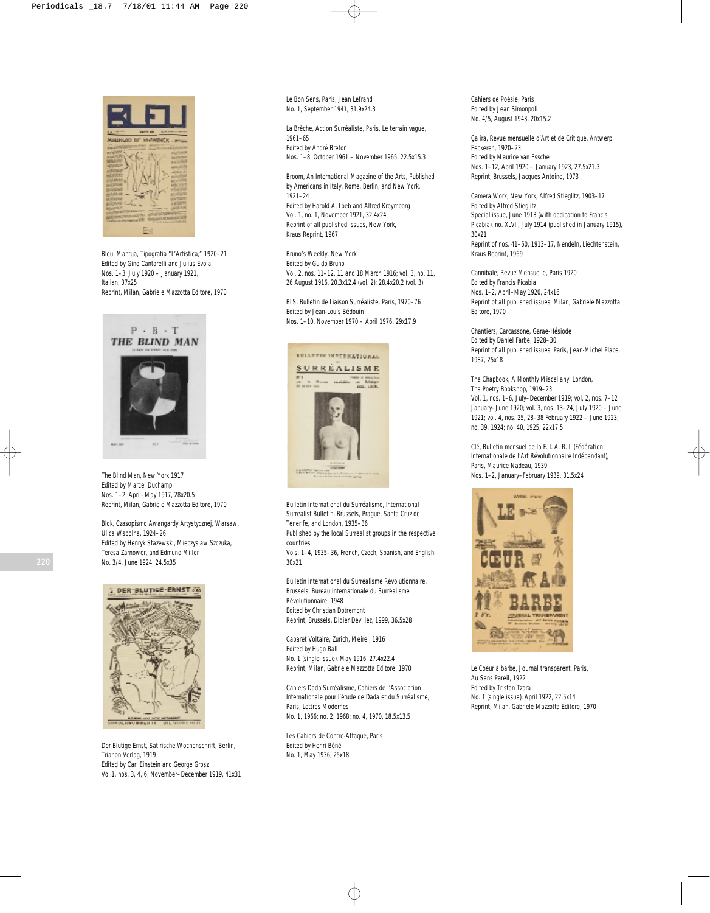Bleu, Mantua, Tipografia "L'Artistica," 1920–21
Edited by Gino Cantarelli and Julius Evola
Nos. 1–3, July 1920 – January 1921,
Italian, 37x25
Reprint, Milan, Gabriele Mazzotta Editore, 1970

The Blind Man, New York 1917
Edited by Marcel Duchamp
Nos. 1–2, April–May 1917, 28x20.5
Reprint, Milan, Gabriele Mazzotta Editore, 1970

Blok, Czasopismo Awangardy Artystycznej, Warsaw, Ulica Wspolna, 1924–26
Edited by Henryk Stazewski, Mieczyslaw Szczuka, Teresa Zarnower, and Edmund Miller
No. 3/4, June 1924, 24.5x35

Der Blutige Ernst, Satirische Wochenschrift, Berlin, Trianon Verlag, 1919
Edited by Carl Einstein and George Grosz
Vol.1, nos. 3, 4, 6, November–December 1919, 41x31

Le Bon Sens, Paris, Jean Lefrand
No. 1, September 1941, 31.9x24.3

La Brèche, Action Surréaliste, Paris, Le terrain vague, 1961–65
Edited by André Breton
Nos. 1–8, October 1961 – November 1965, 22.5x15.3

Broom, An International Magazine of the Arts, Published by Americans in Italy, Rome, Berlin, and New York, 1921–24
Edited by Harold A. Loeb and Alfred Kreymborg
Vol. 1, no. 1, November 1921, 32.4x24
Reprint of all published issues, New York, Kraus Reprint, 1967

Bruno's Weekly, New York
Edited by Guido Bruno
Vol. 2, nos. 11–12, 11 and 18 March 1916; vol. 3, no. 11, 26 August 1916, 20.3x12.4 (vol. 2); 28.4x20.2 (vol. 3)

BLS, Bulletin de Liaison Surréaliste, Paris, 1970–76
Edited by Jean-Louis Bédouin
Nos. 1–10, November 1970 – April 1976, 29x17.9

Bulletin International du Surréalisme, International Surrealist Bulletin, Brussels, Prague, Santa Cruz de Tenerife, and London, 1935–36
Published by the local Surrealist groups in the respective countries
Vols. 1–4, 1935–36, French, Czech, Spanish, and English, 30x21

Bulletin International du Surréalisme Révolutionnaire, Brussels, Bureau Internationale du Surréalisme Révolutionnaire, 1948
Edited by Christian Dotremont
Reprint, Brussels, Didier Devillez, 1999, 36.5x28

Cabaret Voltaire, Zurich, Meirei, 1916
Edited by Hugo Ball
No. 1 (single issue), May 1916, 27.4x22.4
Reprint, Milan, Gabriele Mazzotta Editore, 1970

Cahiers Dada Surréalisme, Cahiers de l'Association Internationale pour l'étude de Dada et du Surréalisme, Paris, Lettres Modernes
No. 1, 1966; no. 2, 1968; no. 4, 1970, 18.5x13.5

Les Cahiers de Contre-Attaque, Paris
Edited by Henri Béné
No. 1, May 1936, 25x18

Cahiers de Poésie, Paris
Edited by Jean Simonpoli
No. 4/5, August 1943, 20x15.2

Ça ira, Revue mensuelle d'Art et de Critique, Antwerp, Eeckeren, 1920–23
Edited by Maurice van Essche
Nos. 1–12, April 1920 – January 1923, 27.5x21.3
Reprint, Brussels, Jacques Antoine, 1973

Camera Work, New York, Alfred Stieglitz, 1903–17
Edited by Alfred Stieglitz
Special issue, June 1913 (with dedication to Francis Picabia), no. XLVII, July 1914 (published in January 1915), 30x21
Reprint of nos. 41–50, 1913–17, Nendeln, Liechtenstein, Kraus Reprint, 1969

Cannibale, Revue Mensuelle, Paris 1920
Edited by Francis Picabia
Nos. 1–2, April–May 1920, 24x16
Reprint of all published issues, Milan, Gabriele Mazzotta Editore, 1970

Chantiers, Carcassone, Garae-Hésiode
Edited by Daniel Farbe, 1928–30
Reprint of all published issues, Paris, Jean-Michel Place, 1987, 25x18

The Chapbook, A Monthly Miscellany, London, The Poetry Bookshop, 1919–23
Vol. 1, nos. 1–6, July–December 1919; vol. 2, nos. 7–12 January–June 1920; vol. 3, nos. 13–24, July 1920 – June 1921; vol. 4, nos. 25, 28–38 February 1922 – June 1923; no. 39, 1924; no. 40, 1925, 22x17.5

Clé, Bulletin mensuel de la F. I. A. R. I. (Fédération Internationale de l'Art Révolutionnaire Indépendant), Paris, Maurice Nadeau, 1939
Nos. 1–2, January–February 1939, 31.5x24

Le Coeur à barbe, Journal transparent, Paris, Au Sans Pareil, 1922
Edited by Tristan Tzara
No. 1 (single issue), April 1922, 22.5x14
Reprint, Milan, Gabriele Mazzotta Editore, 1970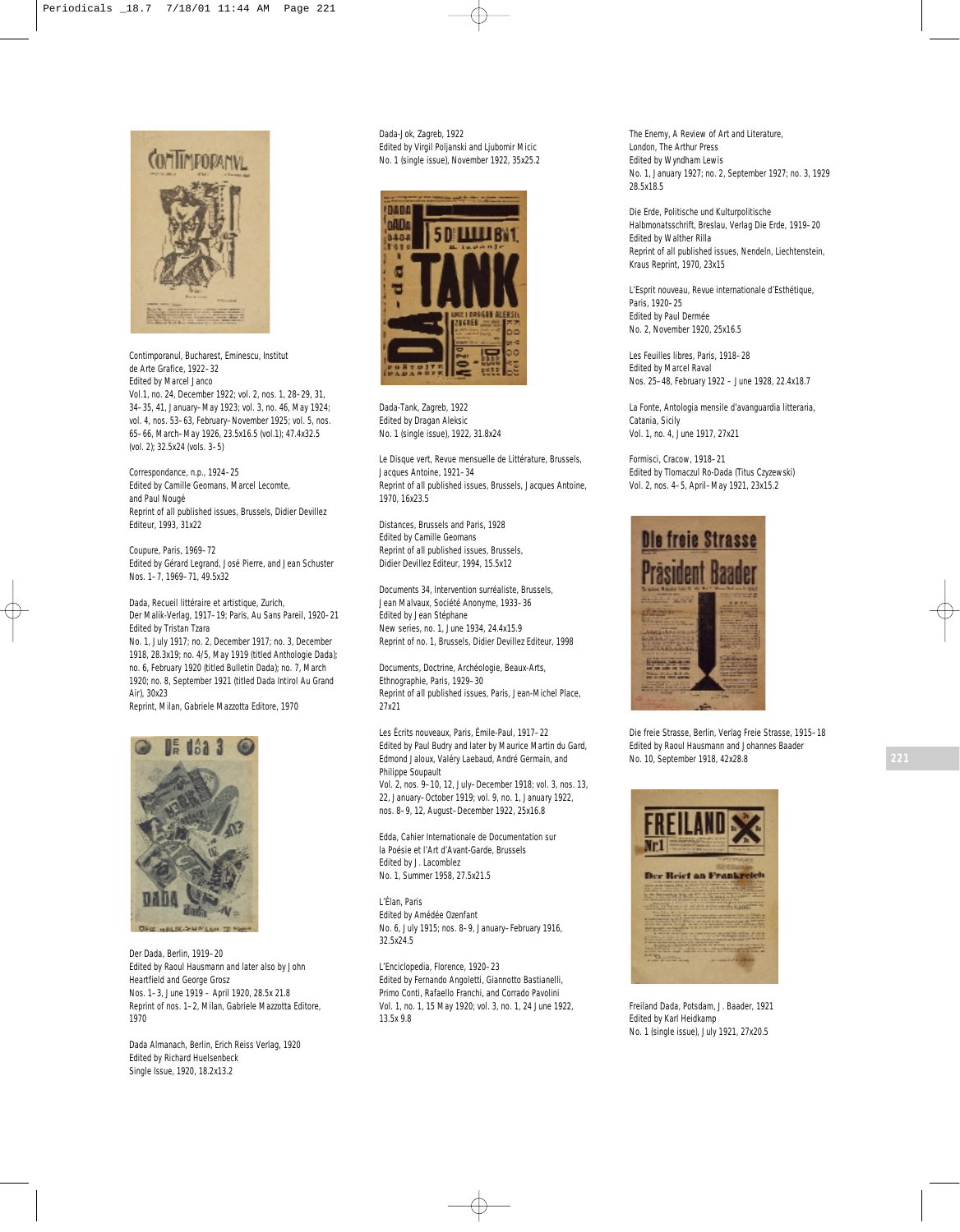Contimporanul, Bucharest, Eminescu, Institut de Arte Grafice, 1922–32
Edited by Marcel Janco
Vol.1, no. 24, December 1922; vol. 2, nos. 1, 28–29, 31, 34–35, 41, January–May 1923; vol. 3, no. 46, May 1924; vol. 4, nos. 53–63, February–November 1925; vol. 5, nos. 65–66, March–May 1926, 23.5x16.5 (vol.1); 47.4x32.5 (vol. 2); 32.5x24 (vols. 3–5)

Correspondance, n.p., 1924–25
Edited by Camille Geomans, Marcel Lecomte, and Paul Nougé
Reprint of all published issues, Brussels, Didier Devillez Editeur, 1993, 31x22

Coupure, Paris, 1969–72
Edited by Gérard Legrand, José Pierre, and Jean Schuster
Nos. 1–7, 1969–71, 49.5x32

Dada, Recueil littéraire et artistique, Zurich, Der Malik-Verlag, 1917–19; Paris, Au Sans Pareil, 1920–21
Edited by Tristan Tzara
No. 1, July 1917; no. 2, December 1917; no. 3, December 1918, 28.3x19; no. 4/5, May 1919 (titled Anthologie Dada); no. 6, February 1920 (titled Bulletin Dada); no. 7, March 1920; no. 8, September 1921 (titled Dada Intirol Au Grand Air), 30x23
Reprint, Milan, Gabriele Mazzotta Editore, 1970

Der Dada, Berlin, 1919–20
Edited by Raoul Hausmann and later also by John Heartfield and George Grosz
Nos. 1–3, June 1919 – April 1920, 28.5x 21.8
Reprint of nos. 1–2, Milan, Gabriele Mazzotta Editore, 1970

Dada Almanach, Berlin, Erich Reiss Verlag, 1920
Edited by Richard Huelsenbeck
Single Issue, 1920, 18.2x13.2

Dada-Jok, Zagreb, 1922
Edited by Virgil Poljanski and Ljubomir Micic
No. 1 (single issue), November 1922, 35x25.2

Dada-Tank, Zagreb, 1922
Edited by Dragan Aleksic
No. 1 (single issue), 1922, 31.8x24

Le Disque vert, Revue mensuelle de Littérature, Brussels, Jacques Antoine, 1921–34
Reprint of all published issues, Brussels, Jacques Antoine, 1970, 16x23.5

Distances, Brussels and Paris, 1928
Edited by Camille Geomans
Reprint of all published issues, Brussels, Didier Devillez Editeur, 1994, 15.5x12

Documents 34, Intervention surréaliste, Brussels, Jean Malvaux, Société Anonyme, 1933–36
Edited by Jean Stéphane
New series, no. 1, June 1934, 24.4x15.9
Reprint of no. 1, Brussels, Didier Devillez Editeur, 1998

Documents, Doctrine, Archéologie, Beaux-Arts, Ethnographie, Paris, 1929–30
Reprint of all published issues, Paris, Jean-Michel Place, 27x21

Les Écrits nouveaux, Paris, Émile-Paul, 1917–22
Edited by Paul Budry and later by Maurice Martin du Gard, Edmond Jaloux, Valéry Laebaud, André Germain, and Philippe Soupault
Vol. 2, nos. 9–10, 12, July–December 1918; vol. 3, nos. 13, 22, January–October 1919; vol. 9, no. 1, January 1922, nos. 8–9, 12, August–December 1922, 25x16.8

Edda, Cahier Internationale de Documentation sur la Poésie et l'Art d'Avant-Garde, Brussels
Edited by J. Lacomblez
No. 1, Summer 1958, 27.5x21.5

L'Élan, Paris
Edited by Amédée Ozenfant
No. 6, July 1915; nos. 8–9, January–February 1916, 32.5x24.5

L'Enciclopedia, Florence, 1920–23
Edited by Fernando Angoletti, Giannotto Bastianelli, Primo Conti, Rafaello Franchi, and Corrado Pavolini
Vol. 1, no. 1, 15 May 1920; vol. 3, no. 1, 24 June 1922, 13.5x 9.8

The Enemy, A Review of Art and Literature, London, The Arthur Press
Edited by Wyndham Lewis
No. 1, January 1927; no. 2, September 1927; no. 3, 1929 28.5x18.5

Die Erde, Politische und Kulturpolitische Halbmonatsschrift, Breslau, Verlag Die Erde, 1919–20
Edited by Walther Rilla
Reprint of all published issues, Nendeln, Liechtenstein, Kraus Reprint, 1970, 23x15

L'Esprit nouveau, Revue internationale d'Esthétique, Paris, 1920–25
Edited by Paul Dermée
No. 2, November 1920, 25x16.5

Les Feuilles libres, Paris, 1918–28
Edited by Marcel Raval
Nos. 25–48, February 1922 – June 1928, 22.4x18.7

La Fonte, Antologia mensile d'avanguardia litteraria, Catania, Sicily
Vol. 1, no. 4, June 1917, 27x21

Formisci, Cracow, 1918–21
Edited by Tlomaczul Ro-Dada (Titus Czyzewski)
Vol. 2, nos. 4–5, April–May 1921, 23x15.2

Die freie Strasse, Berlin, Verlag Freie Strasse, 1915–18
Edited by Raoul Hausmann and Johannes Baader
No. 10, September 1918, 42x28.8

Freiland Dada, Potsdam, J. Baader, 1921
Edited by Karl Heidkamp
No. 1 (single issue), July 1921, 27x20.5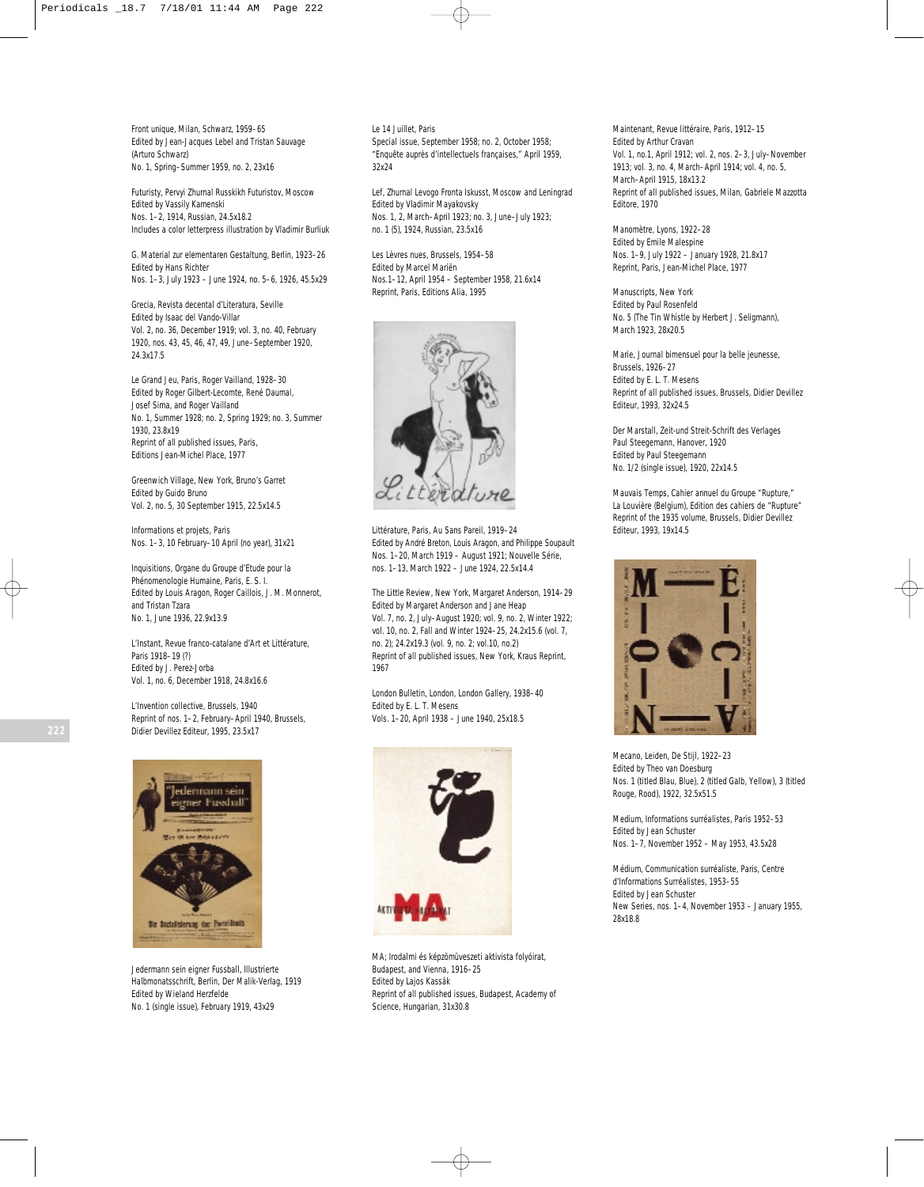Front unique, Milan, Schwarz, 1959–65
Edited by Jean-Jacques Lebel and Tristan Sauvage (Arturo Schwarz)
No. 1, Spring–Summer 1959, no. 2, 23x16

Futuristy, Pervyi Zhurnal Russkikh Futuristov, Moscow
Edited by Vassily Kamenski
Nos. 1–2, 1914, Russian, 24.5x18.2
Includes a color letterpress illustration by Vladimir Burliuk

G. Material zur elementaren Gestaltung, Berlin, 1923–26
Edited by Hans Richter
Nos. 1–3, July 1923 – June 1924, no. 5–6, 1926, 45.5x29

Grecia, Revista decental d'Literatura, Seville
Edited by Isaac del Vando-Villar
Vol. 2, no. 36, December 1919; vol. 3, no. 40, February 1920, nos. 43, 45, 46, 47, 49, June–September 1920, 24.3x17.5

Le Grand Jeu, Paris, Roger Vailland, 1928–30
Edited by Roger Gilbert-Lecomte, René Daumal, Josef Sima, and Roger Vailland
No. 1, Summer 1928; no. 2, Spring 1929; no. 3, Summer 1930, 23.8x19
Reprint of all published issues, Paris, Editions Jean-Michel Place, 1977

Greenwich Village, New York, Bruno's Garret
Edited by Guido Bruno
Vol. 2, no. 5, 30 September 1915, 22.5x14.5

Informations et projets, Paris
Nos. 1–3, 10 February–10 April (no year), 31x21

Inquisitions, Organe du Groupe d'Etude pour la Phénomenologie Humaine, Paris, E. S. I.
Edited by Louis Aragon, Roger Caillois, J. M. Monnerot, and Tristan Tzara
No. 1, June 1936, 22.9x13.9

L'Instant, Revue franco-catalane d'Art et Littérature, Paris 1918–19 (?)
Edited by J. Perez-Jorba
Vol. 1, no. 6, December 1918, 24.8x16.6

L'Invention collective, Brussels, 1940
Reprint of nos. 1–2, February–April 1940, Brussels, Didier Devillez Editeur, 1995, 23.5x17

Jedermann sein eigner Fussball, Illustrierte Halbmonatsschrift, Berlin, Der Malik-Verlag, 1919
Edited by Wieland Herzfelde
No. 1 (single issue), February 1919, 43x29

Le 14 Juillet, Paris
Special issue, September 1958; no. 2, October 1958; "Enquête auprès d'intellectuels françaises," April 1959, 32x24

Lef, Zhurnal Levogo Fronta Iskusst, Moscow and Leningrad
Edited by Vladimir Mayakovsky
Nos. 1, 2, March–April 1923; no. 3, June–July 1923; no. 1 (5), 1924, Russian, 23.5x16

Les Lèvres nues, Brussels, 1954–58
Edited by Marcel Mariën
Nos.1–12, April 1954 – September 1958, 21.6x14
Reprint, Paris, Editions Alia, 1995

Littérature, Paris, Au Sans Pareil, 1919–24
Edited by André Breton, Louis Aragon, and Philippe Soupault
Nos. 1–20, March 1919 – August 1921; Nouvelle Série, nos. 1–13, March 1922 – June 1924, 22.5x14.4

The Little Review, New York, Margaret Anderson, 1914–29
Edited by Margaret Anderson and Jane Heap
Vol. 7, no. 2, July–August 1920; vol. 9, no. 2, Winter 1922; vol. 10, no. 2, Fall and Winter 1924–25, 24.2x15.6 (vol. 7, no. 2); 24.2x19.3 (vol. 9, no. 2; vol.10, no.2)
Reprint of all published issues, New York, Kraus Reprint, 1967

London Bulletin, London, London Gallery, 1938–40
Edited by E. L. T. Mesens
Vols. 1–20, April 1938 – June 1940, 25x18.5

MA; Irodalmi és képzőművészeti aktivista folyóirat, Budapest, and Vienna, 1916–25
Edited by Lajos Kassák
Reprint of all published issues, Budapest, Academy of Science, Hungarian, 31x30.8

Maintenant, Revue littéraire, Paris, 1912–15
Edited by Arthur Cravan
Vol. 1, no.1, April 1912; vol. 2, nos. 2–3, July–November 1913; vol. 3, no. 4, March–April 1914; vol. 4, no. 5, March–April 1915, 18x13.2
Reprint of all published issues, Milan, Gabriele Mazzotta Editore, 1970

Manomètre, Lyons, 1922–28
Edited by Emile Malespine
Nos. 1–9, July 1922 – January 1928, 21.8x17
Reprint, Paris, Jean-Michel Place, 1977

Manuscripts, New York
Edited by Paul Rosenfeld
No. 5 (The Tin Whistle by Herbert J. Seligmann), March 1923, 28x20.5

Marie, Journal bimensuel pour la belle jeunesse, Brussels, 1926–27
Edited by E. L. T. Mesens
Reprint of all published issues, Brussels, Didier Devillez Editeur, 1993, 32x24.5

Der Marstall, Zeit-und Streit-Schrift des Verlages Paul Steegemann, Hanover, 1920
Edited by Paul Steegemann
No. 1/2 (single issue), 1920, 22x14.5

Mauvais Temps, Cahier annuel du Groupe "Rupture," La Louvière (Belgium), Edition des cahiers de "Rupture"
Reprint of the 1935 volume, Brussels, Didier Devillez Editeur, 1993, 19x14.5

Mecano, Leiden, De Stijl, 1922–23
Edited by Theo van Doesburg
Nos. 1 (titled Blau, Blue), 2 (titled Galb, Yellow), 3 (titled Rouge, Rood), 1922, 32.5x51.5

Medium, Informations surréalistes, Paris 1952–53
Edited by Jean Schuster
Nos. 1–7, November 1952 – May 1953, 43.5x28

Médium, Communication surréaliste, Paris, Centre d'Informations Surréalistes, 1953–55
Edited by Jean Schuster
New Series, nos. 1–4, November 1953 – January 1955, 28x18.8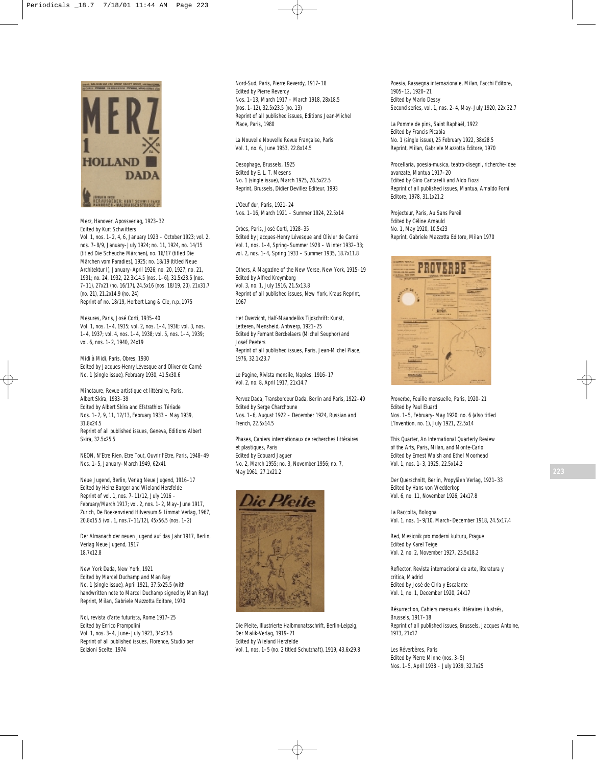Merz, Hanover, Apossverlag, 1923–32
Edited by Kurt Schwitters
Vol. 1, nos. 1–2, 4, 6, January 1923 – October 1923; vol. 2, nos. 7–8/9, January–July 1924; no. 11, 1924, no. 14/15 (titled Die Scheuche Märchen), 1925; no. 16/17 (titled Die Märchen vom Paradies), 1925; no. 18/19 (titled Neue Architektur I), January–April 1926; no. 20, 1927; no. 21, 1931; no. 24, 1932, 22.3x14.5 (nos. 1–6), 31.5x23.5 (nos. 7–11), 27x21 (no. 16/17), 24.5x16 (nos. 18/19, 20), 21x31.7 (no. 21), 21.2x14.9 (no. 24)
Reprint of no. 18/19, Herbert Lang & Cie, n.p.,1975

Mesures, Paris, José Corti, 1935–40
Vol. 1, nos. 1–4, 1935; vol. 2, nos. 1–4, 1936; vol. 3, nos. 1–4, 1937; vol. 4, nos. 1–4, 1938; vol. 5, nos. 1–4, 1939; vol. 6, nos. 1–2, 1940, 24x19

Midi à Midi, Paris, Obres, 1930
Edited by Jacques-Henry Lévesque and Oliver de Carné
No. 1 (single issue), February 1930, 41.5x30.6

Minotaure, Revue artistique et littéraire, Paris, Albert Skira, 1933–39
Edited by Albert Skira and Efstrathios Tériade
Nos. 1–7, 9, 11, 12/13, February 1933 – May 1939, 31.8x24.5
Reprint of all published issues, Geneva, Editions Albert Skira, 32.5x25.5

NEON, N'Etre Rien, Etre Tout, Ouvrir l'Etre, Paris, 1948–49
Nos. 1–5, January–March 1949, 62x41

Neue Jugend, Berlin, Verlag Neue Jugend, 1916–17
Edited by Heinz Barger and Wieland Herzfelde
Reprint of vol. 1, nos. 7–11/12, July 1916 – February/March 1917; vol. 2, nos. 1–2, May–June 1917, Zurich, De Boekenvriend Hilversum & Limmat Verlag, 1967, 20.8x15.5 (vol. 1, nos.7–11/12), 45x56.5 (nos. 1–2)

Der Almanach der neuen Jugend auf das Jahr 1917, Berlin, Verlag Neue Jugend, 1917
18.7x12.8

New York Dada, New York, 1921
Edited by Marcel Duchamp and Man Ray
No. 1 (single issue), April 1921, 37.5x25.5 (with handwritten note to Marcel Duchamp signed by Man Ray)
Reprint, Milan, Gabriele Mazzotta Editore, 1970

Noi, revista d'arte futurista, Rome 1917–25
Edited by Enrico Prampolini
Vol. 1, nos. 3–4, June–July 1923, 34x23.5
Reprint of all published issues, Florence, Studio per Edizioni Scelte, 1974

Nord-Sud, Paris, Pierre Reverdy, 1917–18
Edited by Pierre Reverdy
Nos. 1–13, March 1917 – March 1918, 28x18.5 (nos. 1–12), 32.5x23.5 (no. 13)
Reprint of all published issues, Editions Jean-Michel Place, Paris, 1980

La Nouvelle Nouvelle Revue Française, Paris
Vol. 1, no. 6, June 1953, 22.8x14.5

Oesophage, Brussels, 1925
Edited by E. L. T. Mesens
No. 1 (single issue), March 1925, 28.5x22.5
Reprint, Brussels, Didier Devillez Editeur, 1993

L'Oeuf dur, Paris, 1921–24
Nos. 1–16, March 1921 – Summer 1924, 22.5x14

Orbes, Paris, José Corti, 1928–35
Edited by Jacques-Henry Lévesque and Olivier de Carné
Vol. 1, nos. 1–4, Spring–Summer 1928 – Winter 1932–33; vol. 2, nos. 1–4, Spring 1933 – Summer 1935, 18.7x11.8

Others, A Magazine of the New Verse, New York, 1915–19
Edited by Alfred Kreymborg
Vol. 3, no. 1, July 1916, 21.5x13.8
Reprint of all published issues, New York, Kraus Reprint, 1967

Het Overzicht, Half-Maandeliks Tijdschrift: Kunst, Letteren, Mensheid, Antwerp, 1921–25
Edited by Fernant Berckelaers (Michel Seuphor) and Josef Peeters
Reprint of all published issues, Paris, Jean-Michel Place, 1976, 32.1x23.7

Le Pagine, Rivista mensile, Naples, 1916–17
Vol. 2, no. 8, April 1917, 21x14.7

Pervoz Dada, Transbordeur Dada, Berlin and Paris, 1922–49
Edited by Serge Charchoune
Nos. 1–6, August 1922 – December 1924, Russian and French, 22.5x14.5

Phases, Cahiers internationaux de recherches littéraires et plastiques, Paris
Edited by Edouard Jaguer
No. 2, March 1955; no. 3, November 1956; no. 7, May 1961, 27.1x21.2

Die Pleite, Illustrierte Halbmonatsschrift, Berlin-Leipzig, Der Malik-Verlag, 1919–21
Edited by Wieland Herzfelde
Vol. 1, nos. 1–5 (no. 2 titled Schutzhaft), 1919, 43.6x29.8

Poesia, Rassegna internazionale, Milan, Facchi Editore, 1905–12, 1920–21
Edited by Mario Dessy
Second series, vol. 1, nos. 2–4, May–July 1920, 22x 32.7

La Pomme de pins, Saint Raphaël, 1922
Edited by Francis Picabia
No. 1 (single issue), 25 February 1922, 38x28.5
Reprint, Milan, Gabriele Mazzotta Editore, 1970

Procellaria, poesia-musica, teatro-disegni, richerche-idee avanzate, Mantua 1917–20
Edited by Gino Cantarelli and Aldo Fiozzi
Reprint of all published issues, Mantua, Arnaldo Forni Editore, 1978, 31.1x21.2

Projecteur, Paris, Au Sans Pareil
Edited by Céline Arnauld
No. 1, May 1920, 10.5x23
Reprint, Gabriele Mazzotta Editore, Milan 1970

Proverbe, Feuille mensuelle, Paris, 1920–21
Edited by Paul Eluard
Nos. 1–5, February–May 1920; no. 6 (also titled L'Invention, no. 1), July 1921, 22.5x14

This Quarter, An International Quarterly Review of the Arts, Paris, Milan, and Monte-Carlo
Edited by Ernest Walsh and Ethel Moorhead
Vol. 1, nos. 1–3, 1925, 22.5x14.2

Der Querschnitt, Berlin, Propyläen Verlag, 1921–33
Edited by Hans von Wedderkop
Vol. 6, no. 11, November 1926, 24x17.8

La Raccolta, Bologna
Vol. 1, nos. 1–9/10, March–December 1918, 24.5x17.4

Red, Mesicnik pro moderni kulturu, Prague
Edited by Karel Teige
Vol. 2, no. 2, November 1927, 23.5x18.2

Reflector, Revista internacional de arte, literatura y critica, Madrid
Edited by José de Ciria y Escalante
Vol. 1, no. 1, December 1920, 24x17

Résurrection, Cahiers mensuels littéraires illustrés, Brussels, 1917–18
Reprint of all published issues, Brussels, Jacques Antoine, 1973, 21x17

Les Réverbères, Paris
Edited by Pierre Minne (nos. 3–5)
Nos. 1–5, April 1938 – July 1939, 32.7x25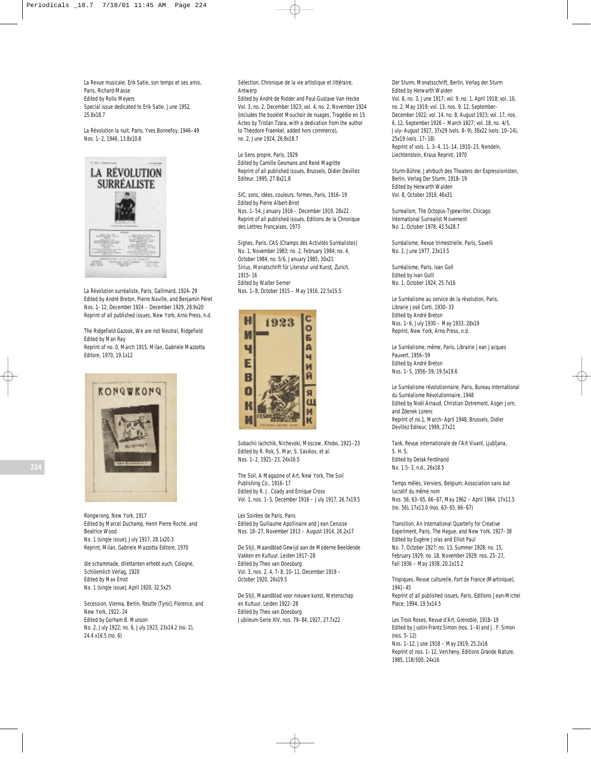La Revue musicale, Erik Satie, son temps et ses amis, Paris, Richard-Masse
Edited by Rollo Meyers
Special issue dedicated to Erik Satie, June 1952, 25.8x18.7

La Révolution la nuit, Paris, Yves Bonnefoy, 1946–49
Nos. 1–2, 1946, 13.8x10.8

La Révolution surréaliste, Paris, Gallimard, 1924–29
Edited by André Breton, Pierre Naville, and Benjamin Péret
Nos. 1–12, December 1924 – December 1929, 28.9x20
Reprint of all published issues, New York, Arno Press, n.d.

The Ridgefield Gazook, We are not Neutral, Ridgefield
Edited by Man Ray
Reprint of no. 0, March 1915, Milan, Gabriele Mazzotta Editore, 1970, 19.1x12

Rongwrong, New York, 1917
Edited by Marcel Duchamp, Henri Pierre Roché, and Beatrice Wood
No. 1 (single issue), July 1917, 28.1x20.3
Reprint, Milan, Gabriele Mazzotta Editore, 1970

die schammade, dilettanten erhebt euch, Cologne, Schlöemilch Verlag, 1920
Edited by Max Ernst
No. 1 (single issue), April 1920, 32.5x25

Secession, Vienna, Berlin, Reutte (Tyrol), Florence, and New York, 1922–24
Edited by Gorham B. Munson
No. 2, July 1922; no. 6, July 1923, 23x14.2 (no. 2), 24.4 x16.5 (no. 6)

Sélection, Chronique de la vie artistique et littéraire, Antwerp
Edited by André de Ridder and Paul-Gustave Van Hecke
Vol. 3, no. 2, December 1923; vol. 4, no. 2, November 1924 (includes the booklet Mouchoir de nuages, Tragédie en 15 Actes by Tristan Tzara, with a dedication from the author to Théodore Fraenkel, added hors commerce), no. 2, June 1924, 26.8x18.7

Le Sens propre, Paris, 1929
Edited by Camille Geomans and René Magritte
Reprint of all published issues, Brussels, Didier Devillez Editeur, 1995, 27.8x21.8

SIC, sons, idées, couleurs, formes, Paris, 1916–19
Edited by Pierre Albert-Birot
Nos. 1–54, January 1916 – December 1919, 28x22
Reprint of all published issues, Editions de la Chronique des Lettres Françaises, 1973

Signes, Paris, CAS (Champs des Activités Surréalistes)
No. 1, November 1983; no. 2, February 1984; no. 4, October 1984; no. 5/6, January 1985, 30x21

Sirius, Monatschrift für Literatur und Kunst, Zurich, 1915–16
Edited by Walter Serner
Nos. 1–8, October 1915 – May 1916, 22.5x15.5

Sobachii Iachchik, Nichevoki, Moscow, Khobo, 1921–23
Edited by R. Rok, S. Mar, S. Sasikov, et al.
Nos. 1–2, 1921–23, 24x16.5

The Soil, A Magazine of Art, New York, The Soil Publishing Co., 1916–17
Edited by R. J. Coady and Enrique Cross
Vol. 1, nos. 1–5, December 1916 – July 1917, 26.7x19.5

Les Soirées de Paris, Paris
Edited by Guillaume Apollinaire and Jean Cerusse
Nos. 18–27, November 1913 – August 1914, 26.2x17

De Stijl, Maandblad Gewijd aan de Moderne Beeldende Vakken en Kultuur, Leiden 1917–28
Edited by Theo van Doesburg
Vol. 3, nos. 2, 4, 7–8, 10–11, December 1919 – October 1920, 26x19.5

De Stijl, Maandblad voor nieuwe kunst, Wetenschap en Kultuur, Leiden 1922–28
Edited by Theo van Doesburg
Jubileum-Serie XIV, nos. 79–84, 1927, 27.7x22

Der Sturm, Monatsschrift, Berlin, Verlag der Sturm
Edited by Herwarth Walden
Vol. 8, no. 3, June 1917; vol. 9, no. 1, April 1918; vol. 10, no. 2, May 1919; vol. 13, nos. 9, 12, September–December 1922; vol. 14, no. 8, August 1923; vol. 17, nos. 6, 12, September 1926 – March 1927; vol. 18, no. 4/5, July–August 1927, 37x29 (vols. 8–9), 30x22 (vols. 10–14), 25x19 (vols. 17–18)
Reprint of vols. 1, 3–4, 11–14, 1910–23, Nendeln, Liechtenstein, Kraus Reprint, 1970

Sturm-Bühne, Jahrbuch des Theaters der Expressionisten, Berlin, Verlag Der Sturm, 1918–19
Edited by Herwarth Walden
Vol. 8, October 1919, 46x31

Surrealism, The Octopus-Typewriter, Chicago
International Surrealist Movement
No. 1, October 1978, 43.5x28.7

Surréalisme, Revue trimestrielle, Paris, Savelli
No. 2, June 1977, 23x13.5

Surréalisme, Paris, Ivan Goll
Edited by Ivan Golll
No. 1, October 1924, 25.7x16

Le Surréalisme au service de la révolution, Paris, Librarie José Corti, 1930–33
Edited by André Breton
Nos. 1–6, July 1930 – May 1933, 28x19
Reprint, New York, Arno Press, n.d.

Le Surréalisme, même, Paris, Librairie Jean Jacques Pauvert, 1956–59
Edited by André Breton
Nos. 1–5, 1956–59, 19.5x19.6

Le Surréalisme révolutionnaire, Paris, Bureau International du Surréalisme Révolutionnaire, 1948
Edited by Noël Arnaud, Christian Dotremont, Asger Jorn, and Zdenek Lorenc
Reprint of no.1, March–April 1948, Brussels, Didier Devillez Editeur, 1999, 27x21

Tank, Revue internationale de l'Art Vivant, Ljubljana, S. H. S.
Edited by Delak Ferdinand
No. 1.5–3, n.d., 26x18.5

Temps mêlés, Verviers, Belgium, Association sans but lucratif du même nom
Nos. 56, 63–65, 66–67, May 1962 – April 1964, 17x11.5 (no. 56), 17x13.0 (nos. 63–65, 66–67)

Transition, An International Quarterly for Creative Experiment, Paris, The Hague, and New York, 1927–38
Edited by Eugène Jolas and Elliot Paul
No. 7, October 1927; no. 13, Summer 1928; no. 15, February 1929; no. 18, November 1929; nos. 25–27, Fall 1936 – May 1938, 20.2x15.2

Tropiques, Revue culturelle, Fort de France (Martinique), 1941–45
Reprint of all published issues, Paris, Editions Jean-Michel Place, 1994, 19.5x14.5

Les Trois Roses, Revue d'Art, Grenoble, 1918–19
Edited by Justin-Frantz Simon (nos. 1–4) and J. F. Simon (nos. 5–12)
Nos. 1–12, June 1918 – May 1919, 25.2x16
Reprint of nos. 1–12, Vercheny, Editions Grande Nature, 1985, 118/500, 24x16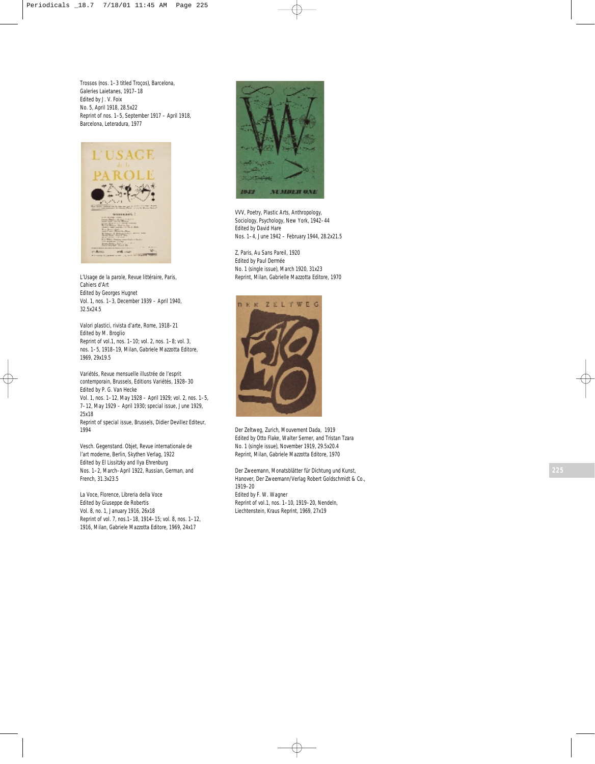Trossos (nos. 1–3 titled Troços), Barcelona, Galeries Laietanes, 1917–18
Edited by J. V. Foix
No. 5, April 1918, 28.5x22
Reprint of nos. 1–5, September 1917 – April 1918, Barcelona, Leteradura, 1977

L'Usage de la parole, Revue littéraire, Paris, Cahiers d'Art
Edited by Georges Hugnet
Vol. 1, nos. 1–3, December 1939 – April 1940, 32.5x24.5

Valori plastici, rivista d'arte, Rome, 1918–21
Edited by M. Broglio
Reprint of vol.1, nos. 1–10; vol. 2, nos. 1–8; vol. 3, nos. 1–5, 1918–19, Milan, Gabriele Mazzotta Editore, 1969, 29x19.5

Variétés, Revue mensuelle illustrée de l'esprit contemporain, Brussels, Editions Variétés, 1928–30
Edited by P. G. Van Hecke
Vol. 1, nos. 1–12, May 1928 – April 1929; vol. 2, nos. 1–5, 7–12, May 1929 – April 1930; special issue, June 1929, 25x18
Reprint of special issue, Brussels, Didier Devillez Editeur, 1994

Vesch. Gegenstand. Objet, Revue internationale de l'art moderne, Berlin, Skythen Verlag, 1922
Edited by El Lissitzky and Ilya Ehrenburg
Nos. 1–2, March–April 1922, Russian, German, and French, 31.3x23.5

La Voce, Florence, Libreria della Voce
Edited by Giuseppe de Robertis
Vol. 8, no. 1, January 1916, 26x18
Reprint of vol. 7, nos.1–18, 1914–15; vol. 8, nos. 1–12, 1916, Milan, Gabriele Mazzotta Editore, 1969, 24x17

VVV, Poetry, Plastic Arts, Anthropology, Sociology, Psychology, New York, 1942–44
Edited by David Hare
Nos. 1–4, June 1942 – February 1944, 28.2x21.5

Z, Paris, Au Sans Pareil, 1920
Edited by Paul Dermée
No. 1 (single issue), March 1920, 31x23
Reprint, Milan, Gabrielle Mazzotta Editore, 1970

Der Zeltweg, Zurich, Mouvement Dada, 1919
Edited by Otto Flake, Walter Serner, and Tristan Tzara
No. 1 (single issue), November 1919, 29.5x20.4
Reprint, Milan, Gabriele Mazzotta Editore, 1970

Der Zweemann, Monatsblätter für Dichtung und Kunst, Hanover, Der Zweemann/Verlag Robert Goldschmidt & Co., 1919–20
Edited by F. W. Wagner
Reprint of vol.1, nos. 1–10, 1919–20, Nendeln, Liechtenstein, Kraus Reprint, 1969, 27x19